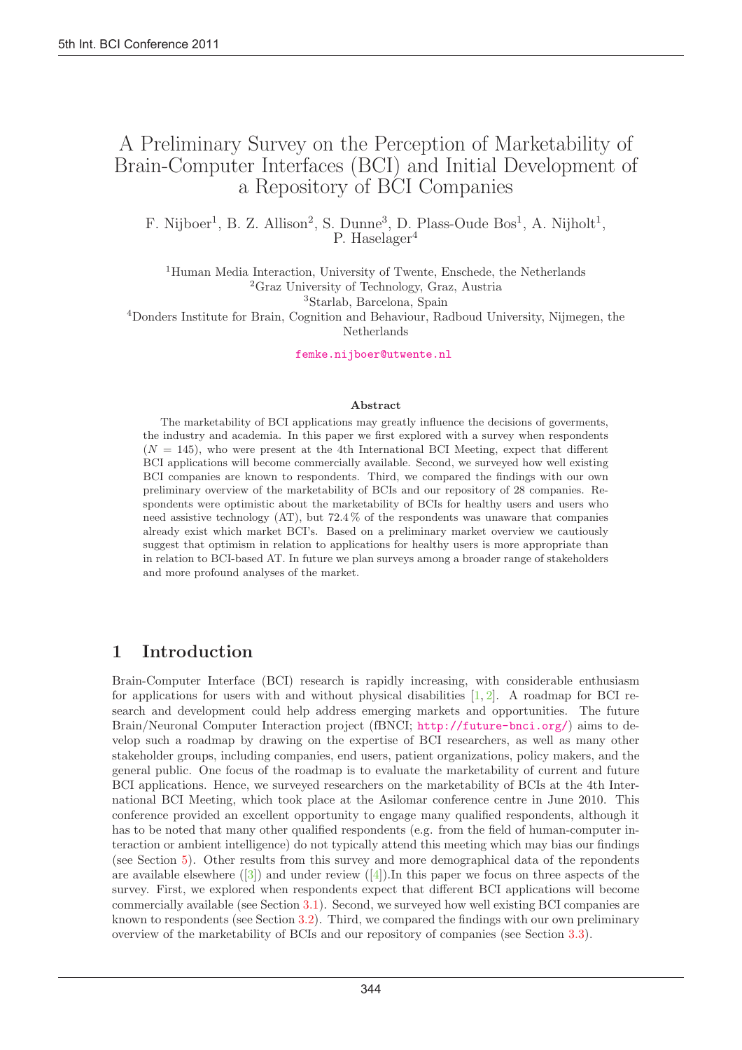# A Preliminary Survey on the Perception of Marketability of Brain-Computer Interfaces (BCI) and Initial Development of a Repository of BCI Companies

F. Nijboer[1], B. Z. Allison[2], S. Dunne[3], D. Plass-Oude Bos[1], A. Nijholt[1], P. Haselager[4]

[1]Human Media Interaction, University of Twente, Enschede, the Netherlands
[2]Graz University of Technology, Graz, Austria
[3]Starlab, Barcelona, Spain
[4]Donders Institute for Brain, Cognition and Behaviour, Radboud University, Nijmegen, the Netherlands

femke.nijboer@utwente.nl

**Abstract**

The marketability of BCI applications may greatly influence the decisions of goverments, the industry and academia. In this paper we first explored with a survey when respondents ($N = 145$), who were present at the 4th International BCI Meeting, expect that different BCI applications will become commercially available. Second, we surveyed how well existing BCI companies are known to respondents. Third, we compared the findings with our own preliminary overview of the marketability of BCIs and our repository of 28 companies. Respondents were optimistic about the marketability of BCIs for healthy users and users who need assistive technology (AT), but 72.4 % of the respondents was unaware that companies already exist which market BCI's. Based on a preliminary market overview we cautiously suggest that optimism in relation to applications for healthy users is more appropriate than in relation to BCI-based AT. In future we plan surveys among a broader range of stakeholders and more profound analyses of the market.

## 1 Introduction

Brain-Computer Interface (BCI) research is rapidly increasing, with considerable enthusiasm for applications for users with and without physical disabilities [1, 2]. A roadmap for BCI research and development could help address emerging markets and opportunities. The future Brain/Neuronal Computer Interaction project (fBNCI; http://future-bnci.org/) aims to develop such a roadmap by drawing on the expertise of BCI researchers, as well as many other stakeholder groups, including companies, end users, patient organizations, policy makers, and the general public. One focus of the roadmap is to evaluate the marketability of current and future BCI applications. Hence, we surveyed researchers on the marketability of BCIs at the 4th International BCI Meeting, which took place at the Asilomar conference centre in June 2010. This conference provided an excellent opportunity to engage many qualified respondents, although it has to be noted that many other qualified respondents (e.g. from the field of human-computer interaction or ambient intelligence) do not typically attend this meeting which may bias our findings (see Section 5). Other results from this survey and more demographical data of the repondents are available elsewhere ([3]) and under review ([4]).In this paper we focus on three aspects of the survey. First, we explored when respondents expect that different BCI applications will become commercially available (see Section 3.1). Second, we surveyed how well existing BCI companies are known to respondents (see Section 3.2). Third, we compared the findings with our own preliminary overview of the marketability of BCIs and our repository of companies (see Section 3.3).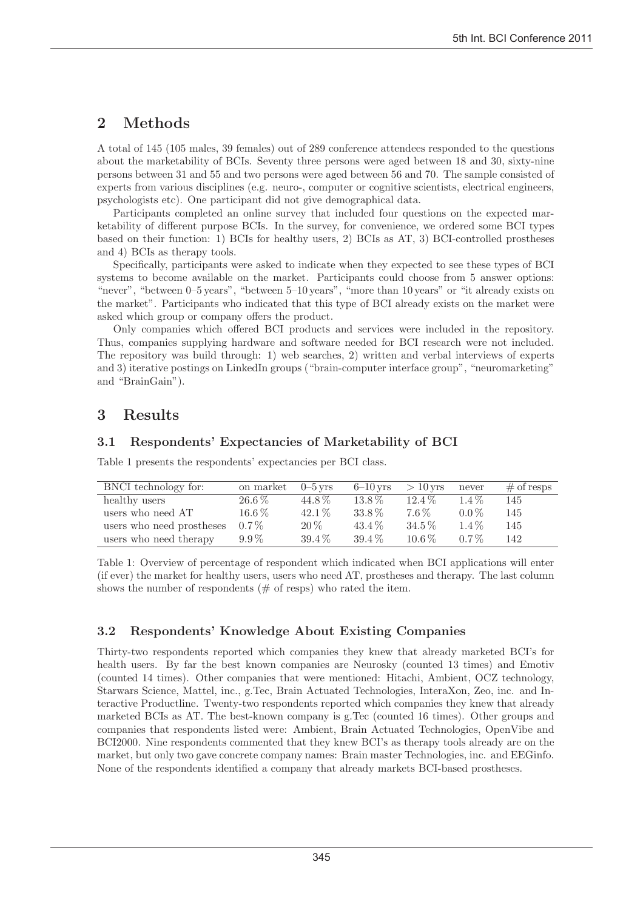## 2 Methods

A total of 145 (105 males, 39 females) out of 289 conference attendees responded to the questions about the marketability of BCIs. Seventy three persons were aged between 18 and 30, sixty-nine persons between 31 and 55 and two persons were aged between 56 and 70. The sample consisted of experts from various disciplines (e.g. neuro-, computer or cognitive scientists, electrical engineers, psychologists etc). One participant did not give demographical data.

Participants completed an online survey that included four questions on the expected marketability of different purpose BCIs. In the survey, for convenience, we ordered some BCI types based on their function: 1) BCIs for healthy users, 2) BCIs as AT, 3) BCI-controlled prostheses and 4) BCIs as therapy tools.

Specifically, participants were asked to indicate when they expected to see these types of BCI systems to become available on the market. Participants could choose from 5 answer options: "never", "between 0–5 years", "between 5–10 years", "more than 10 years" or "it already exists on the market". Participants who indicated that this type of BCI already exists on the market were asked which group or company offers the product.

Only companies which offered BCI products and services were included in the repository. Thus, companies supplying hardware and software needed for BCI research were not included. The repository was build through: 1) web searches, 2) written and verbal interviews of experts and 3) iterative postings on LinkedIn groups ("brain-computer interface group", "neuromarketing" and "BrainGain").

## 3 Results

### 3.1 Respondents' Expectancies of Marketability of BCI

Table 1 presents the respondents' expectancies per BCI class.

| BNCI technology for: | on market | 0–5 yrs | 6–10 yrs | > 10 yrs | never | # of resps |
|---|---|---|---|---|---|---|
| healthy users | 26.6 % | 44.8 % | 13.8 % | 12.4 % | 1.4 % | 145 |
| users who need AT | 16.6 % | 42.1 % | 33.8 % | 7.6 % | 0.0 % | 145 |
| users who need prostheses | 0.7 % | 20 % | 43.4 % | 34.5 % | 1.4 % | 145 |
| users who need therapy | 9.9 % | 39.4 % | 39.4 % | 10.6 % | 0.7 % | 142 |

Table 1: Overview of percentage of respondent which indicated when BCI applications will enter (if ever) the market for healthy users, users who need AT, prostheses and therapy. The last column shows the number of respondents (# of resps) who rated the item.

### 3.2 Respondents' Knowledge About Existing Companies

Thirty-two respondents reported which companies they knew that already marketed BCI's for health users. By far the best known companies are Neurosky (counted 13 times) and Emotiv (counted 14 times). Other companies that were mentioned: Hitachi, Ambient, OCZ technology, Starwars Science, Mattel, inc., g.Tec, Brain Actuated Technologies, InteraXon, Zeo, inc. and Interactive Productline. Twenty-two respondents reported which companies they knew that already marketed BCIs as AT. The best-known company is g.Tec (counted 16 times). Other groups and companies that respondents listed were: Ambient, Brain Actuated Technologies, OpenVibe and BCI2000. Nine respondents commented that they knew BCI's as therapy tools already are on the market, but only two gave concrete company names: Brain master Technologies, inc. and EEGinfo. None of the respondents identified a company that already markets BCI-based prostheses.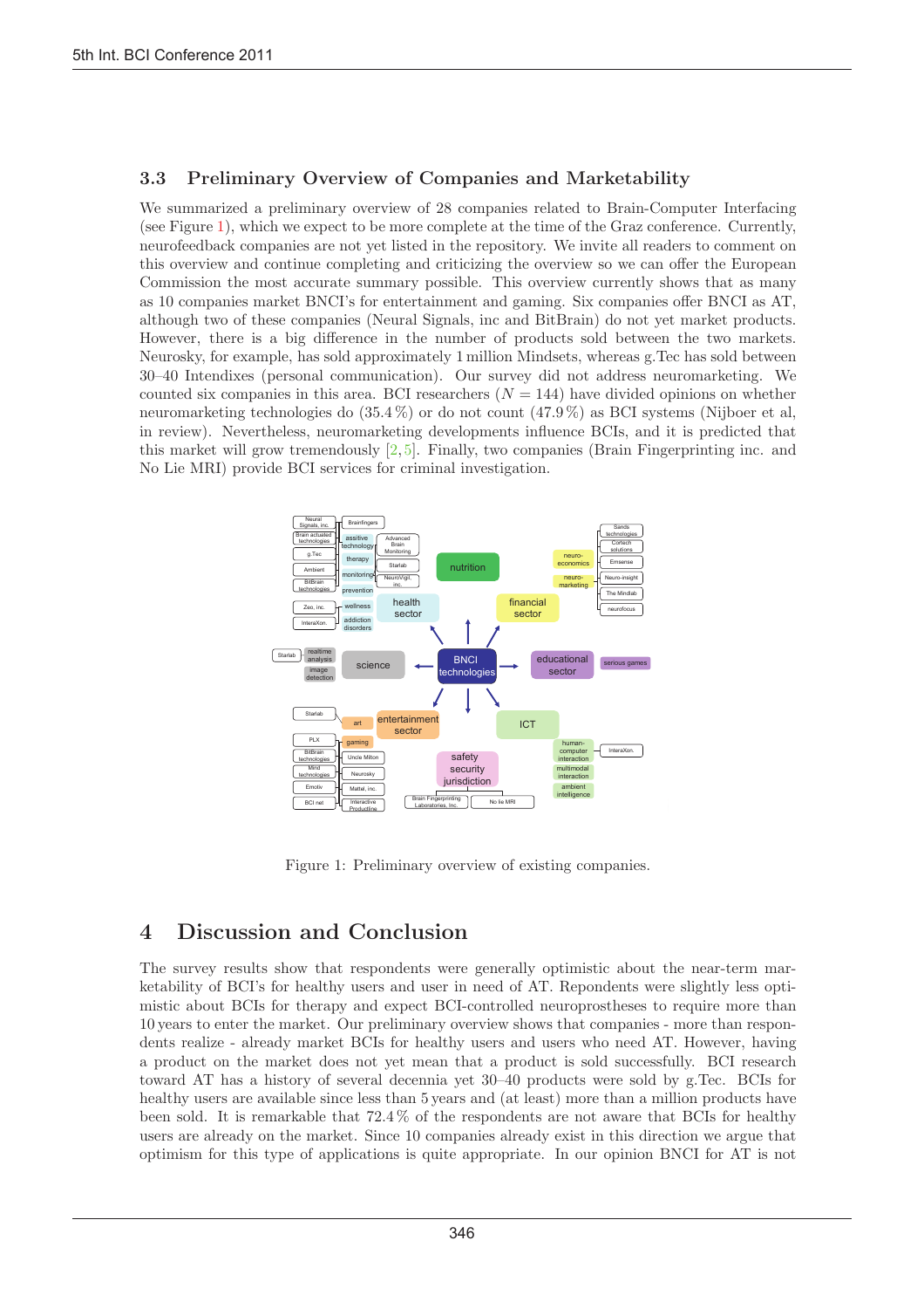### 3.3 Preliminary Overview of Companies and Marketability

We summarized a preliminary overview of 28 companies related to Brain-Computer Interfacing (see Figure 1), which we expect to be more complete at the time of the Graz conference. Currently, neurofeedback companies are not yet listed in the repository. We invite all readers to comment on this overview and continue completing and criticizing the overview so we can offer the European Commission the most accurate summary possible. This overview currently shows that as many as 10 companies market BNCI's for entertainment and gaming. Six companies offer BNCI as AT, although two of these companies (Neural Signals, inc and BitBrain) do not yet market products. However, there is a big difference in the number of products sold between the two markets. Neurosky, for example, has sold approximately 1 million Mindsets, whereas g.Tec has sold between 30–40 Intendixes (personal communication). Our survey did not address neuromarketing. We counted six companies in this area. BCI researchers ($N = 144$) have divided opinions on whether neuromarketing technologies do (35.4 %) or do not count (47.9 %) as BCI systems (Nijboer et al, in review). Nevertheless, neuromarketing developments influence BCIs, and it is predicted that this market will grow tremendously [2, 5]. Finally, two companies (Brain Fingerprinting inc. and No Lie MRI) provide BCI services for criminal investigation.

Figure 1: Preliminary overview of existing companies.

# 4 Discussion and Conclusion

The survey results show that respondents were generally optimistic about the near-term marketability of BCI's for healthy users and user in need of AT. Repondents were slightly less optimistic about BCIs for therapy and expect BCI-controlled neuroprostheses to require more than 10 years to enter the market. Our preliminary overview shows that companies - more than respondents realize - already market BCIs for healthy users and users who need AT. However, having a product on the market does not yet mean that a product is sold successfully. BCI research toward AT has a history of several decennia yet 30–40 products were sold by g.Tec. BCIs for healthy users are available since less than 5 years and (at least) more than a million products have been sold. It is remarkable that 72.4 % of the respondents are not aware that BCIs for healthy users are already on the market. Since 10 companies already exist in this direction we argue that optimism for this type of applications is quite appropriate. In our opinion BNCI for AT is not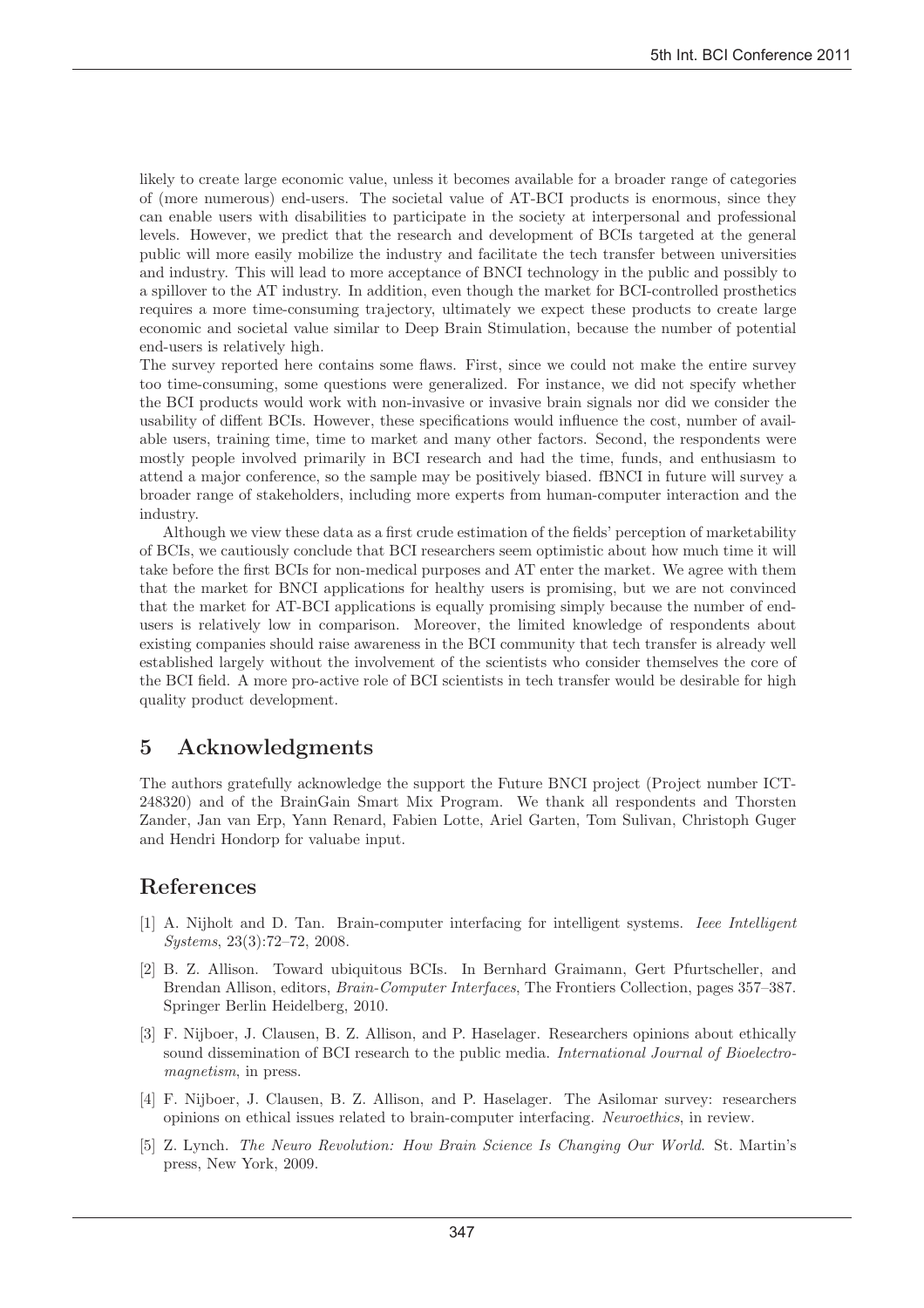likely to create large economic value, unless it becomes available for a broader range of categories of (more numerous) end-users. The societal value of AT-BCI products is enormous, since they can enable users with disabilities to participate in the society at interpersonal and professional levels. However, we predict that the research and development of BCIs targeted at the general public will more easily mobilize the industry and facilitate the tech transfer between universities and industry. This will lead to more acceptance of BNCI technology in the public and possibly to a spillover to the AT industry. In addition, even though the market for BCI-controlled prosthetics requires a more time-consuming trajectory, ultimately we expect these products to create large economic and societal value similar to Deep Brain Stimulation, because the number of potential end-users is relatively high.

The survey reported here contains some flaws. First, since we could not make the entire survey too time-consuming, some questions were generalized. For instance, we did not specify whether the BCI products would work with non-invasive or invasive brain signals nor did we consider the usability of diffent BCIs. However, these specifications would influence the cost, number of available users, training time, time to market and many other factors. Second, the respondents were mostly people involved primarily in BCI research and had the time, funds, and enthusiasm to attend a major conference, so the sample may be positively biased. fBNCI in future will survey a broader range of stakeholders, including more experts from human-computer interaction and the industry.

Although we view these data as a first crude estimation of the fields' perception of marketability of BCIs, we cautiously conclude that BCI researchers seem optimistic about how much time it will take before the first BCIs for non-medical purposes and AT enter the market. We agree with them that the market for BNCI applications for healthy users is promising, but we are not convinced that the market for AT-BCI applications is equally promising simply because the number of end-users is relatively low in comparison. Moreover, the limited knowledge of respondents about existing companies should raise awareness in the BCI community that tech transfer is already well established largely without the involvement of the scientists who consider themselves the core of the BCI field. A more pro-active role of BCI scientists in tech transfer would be desirable for high quality product development.

## 5 Acknowledgments

The authors gratefully acknowledge the support the Future BNCI project (Project number ICT-248320) and of the BrainGain Smart Mix Program. We thank all respondents and Thorsten Zander, Jan van Erp, Yann Renard, Fabien Lotte, Ariel Garten, Tom Sulivan, Christoph Guger and Hendri Hondorp for valuabe input.

## References

[1] A. Nijholt and D. Tan. Brain-computer interfacing for intelligent systems. *Ieee Intelligent Systems*, 23(3):72–72, 2008.

[2] B. Z. Allison. Toward ubiquitous BCIs. In Bernhard Graimann, Gert Pfurtscheller, and Brendan Allison, editors, *Brain-Computer Interfaces*, The Frontiers Collection, pages 357–387. Springer Berlin Heidelberg, 2010.

[3] F. Nijboer, J. Clausen, B. Z. Allison, and P. Haselager. Researchers opinions about ethically sound dissemination of BCI research to the public media. *International Journal of Bioelectromagnetism*, in press.

[4] F. Nijboer, J. Clausen, B. Z. Allison, and P. Haselager. The Asilomar survey: researchers opinions on ethical issues related to brain-computer interfacing. *Neuroethics*, in review.

[5] Z. Lynch. *The Neuro Revolution: How Brain Science Is Changing Our World*. St. Martin's press, New York, 2009.